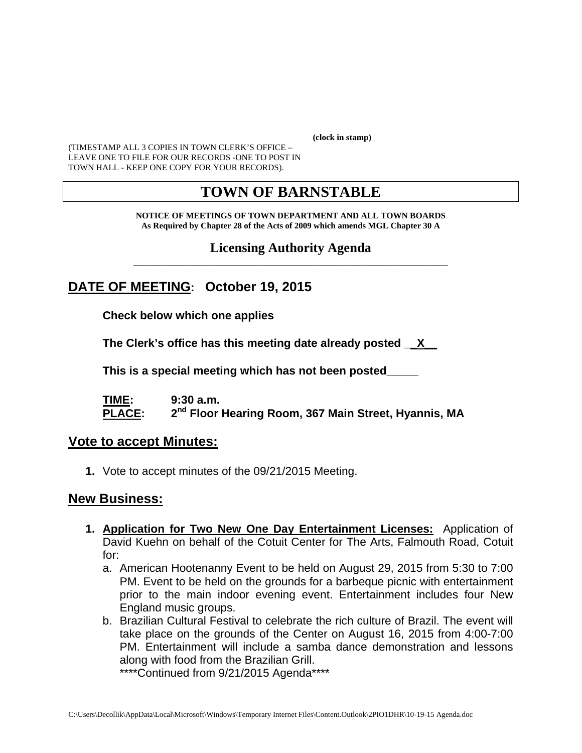(clock in stamp)

(TIMESTAMP ALL 3 COPIES IN TOWN CLERK'S OFFICE – LEAVE ONE TO FILE FOR OUR RECORDS -ONE TO POST IN TOWN HALL - KEEP ONE COPY FOR YOUR RECORDS).

# TOWN OF BARNSTABLE

**NOTICE OF MEETINGS OF TOWN DEPARTMENT AND ALL TOWN BOARDS**
**As Required by Chapter 28 of the Acts of 2009 which amends MGL Chapter 30 A**

## Licensing Authority Agenda

## DATE OF MEETING: October 19, 2015

**Check below which one applies**

**The Clerk's office has this meeting date already posted __X__**

**This is a special meeting which has not been posted_____**

**TIME:** 9:30 a.m.
**PLACE:** 2nd Floor Hearing Room, 367 Main Street, Hyannis, MA

## Vote to accept Minutes:

1. Vote to accept minutes of the 09/21/2015 Meeting.

## New Business:

1. **Application for Two New One Day Entertainment Licenses:** Application of David Kuehn on behalf of the Cotuit Center for The Arts, Falmouth Road, Cotuit for:
   a. American Hootenanny Event to be held on August 29, 2015 from 5:30 to 7:00 PM. Event to be held on the grounds for a barbeque picnic with entertainment prior to the main indoor evening event. Entertainment includes four New England music groups.
   b. Brazilian Cultural Festival to celebrate the rich culture of Brazil. The event will take place on the grounds of the Center on August 16, 2015 from 4:00-7:00 PM. Entertainment will include a samba dance demonstration and lessons along with food from the Brazilian Grill.
   ****Continued from 9/21/2015 Agenda****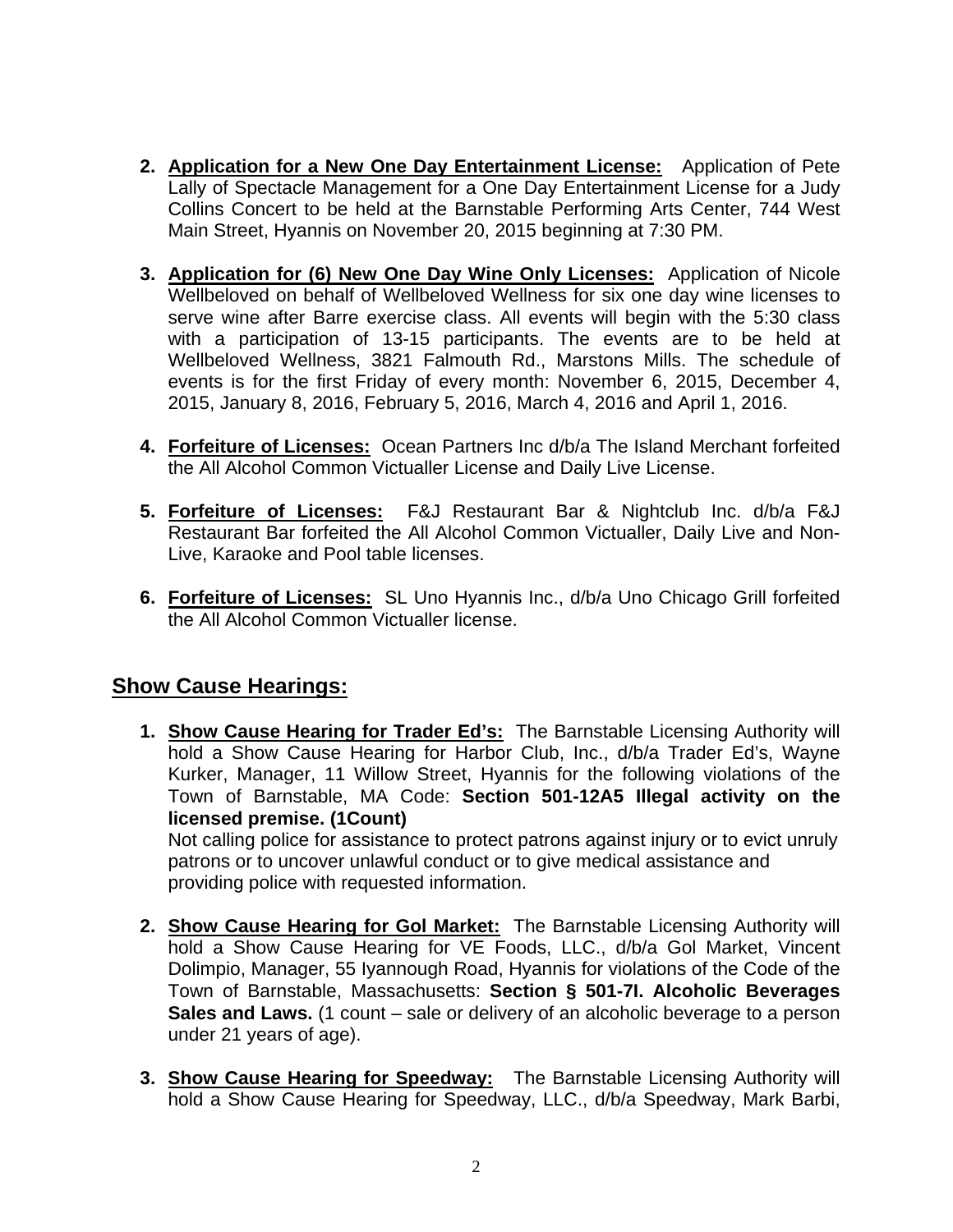2. **Application for a New One Day Entertainment License:** Application of Pete Lally of Spectacle Management for a One Day Entertainment License for a Judy Collins Concert to be held at the Barnstable Performing Arts Center, 744 West Main Street, Hyannis on November 20, 2015 beginning at 7:30 PM.

3. **Application for (6) New One Day Wine Only Licenses:** Application of Nicole Wellbeloved on behalf of Wellbeloved Wellness for six one day wine licenses to serve wine after Barre exercise class. All events will begin with the 5:30 class with a participation of 13-15 participants. The events are to be held at Wellbeloved Wellness, 3821 Falmouth Rd., Marstons Mills. The schedule of events is for the first Friday of every month: November 6, 2015, December 4, 2015, January 8, 2016, February 5, 2016, March 4, 2016 and April 1, 2016.

4. **Forfeiture of Licenses:** Ocean Partners Inc d/b/a The Island Merchant forfeited the All Alcohol Common Victualler License and Daily Live License.

5. **Forfeiture of Licenses:** F&J Restaurant Bar & Nightclub Inc. d/b/a F&J Restaurant Bar forfeited the All Alcohol Common Victualler, Daily Live and Non-Live, Karaoke and Pool table licenses.

6. **Forfeiture of Licenses:** SL Uno Hyannis Inc., d/b/a Uno Chicago Grill forfeited the All Alcohol Common Victualler license.

## Show Cause Hearings:

1. **Show Cause Hearing for Trader Ed's:** The Barnstable Licensing Authority will hold a Show Cause Hearing for Harbor Club, Inc., d/b/a Trader Ed's, Wayne Kurker, Manager, 11 Willow Street, Hyannis for the following violations of the Town of Barnstable, MA Code: **Section 501-12A5 Illegal activity on the licensed premise. (1Count)**
   Not calling police for assistance to protect patrons against injury or to evict unruly patrons or to uncover unlawful conduct or to give medical assistance and providing police with requested information.

2. **Show Cause Hearing for Gol Market:** The Barnstable Licensing Authority will hold a Show Cause Hearing for VE Foods, LLC., d/b/a Gol Market, Vincent Dolimpio, Manager, 55 Iyannough Road, Hyannis for violations of the Code of the Town of Barnstable, Massachusetts: **Section § 501-7I. Alcoholic Beverages Sales and Laws.** (1 count – sale or delivery of an alcoholic beverage to a person under 21 years of age).

3. **Show Cause Hearing for Speedway:** The Barnstable Licensing Authority will hold a Show Cause Hearing for Speedway, LLC., d/b/a Speedway, Mark Barbi,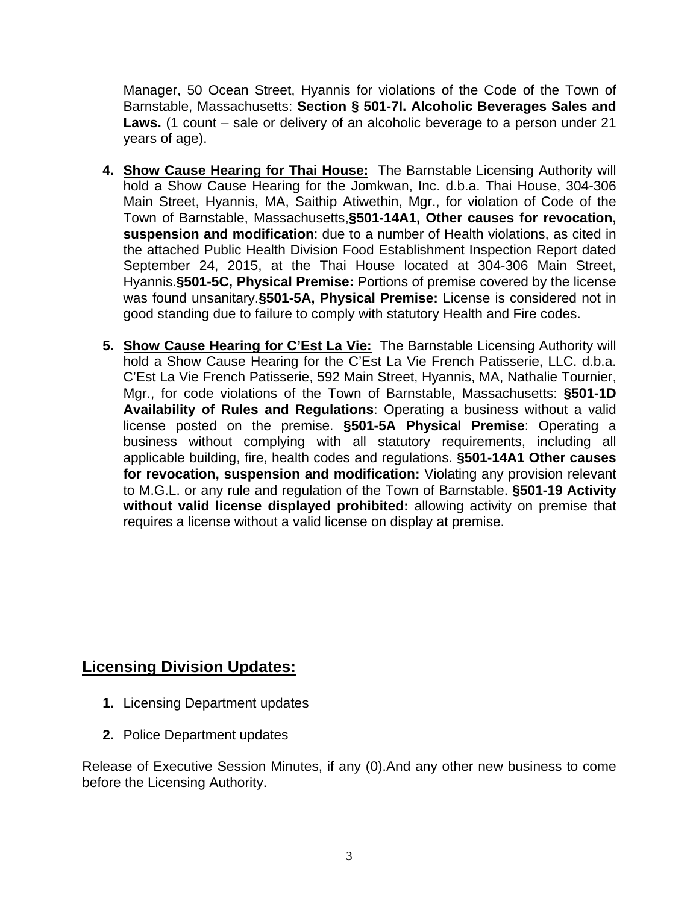Manager, 50 Ocean Street, Hyannis for violations of the Code of the Town of Barnstable, Massachusetts: **Section § 501-7I. Alcoholic Beverages Sales and Laws.** (1 count – sale or delivery of an alcoholic beverage to a person under 21 years of age).

4. **Show Cause Hearing for Thai House:** The Barnstable Licensing Authority will hold a Show Cause Hearing for the Jomkwan, Inc. d.b.a. Thai House, 304-306 Main Street, Hyannis, MA, Saithip Atiwethin, Mgr., for violation of Code of the Town of Barnstable, Massachusetts,**§501-14A1, Other causes for revocation, suspension and modification**: due to a number of Health violations, as cited in the attached Public Health Division Food Establishment Inspection Report dated September 24, 2015, at the Thai House located at 304-306 Main Street, Hyannis.**§501-5C, Physical Premise:** Portions of premise covered by the license was found unsanitary.**§501-5A, Physical Premise:** License is considered not in good standing due to failure to comply with statutory Health and Fire codes.

5. **Show Cause Hearing for C'Est La Vie:** The Barnstable Licensing Authority will hold a Show Cause Hearing for the C'Est La Vie French Patisserie, LLC. d.b.a. C'Est La Vie French Patisserie, 592 Main Street, Hyannis, MA, Nathalie Tournier, Mgr., for code violations of the Town of Barnstable, Massachusetts: **§501-1D Availability of Rules and Regulations**: Operating a business without a valid license posted on the premise. **§501-5A Physical Premise**: Operating a business without complying with all statutory requirements, including all applicable building, fire, health codes and regulations. **§501-14A1 Other causes for revocation, suspension and modification:** Violating any provision relevant to M.G.L. or any rule and regulation of the Town of Barnstable. **§501-19 Activity without valid license displayed prohibited:** allowing activity on premise that requires a license without a valid license on display at premise.

## Licensing Division Updates:

1. Licensing Department updates
2. Police Department updates

Release of Executive Session Minutes, if any (0).And any other new business to come before the Licensing Authority.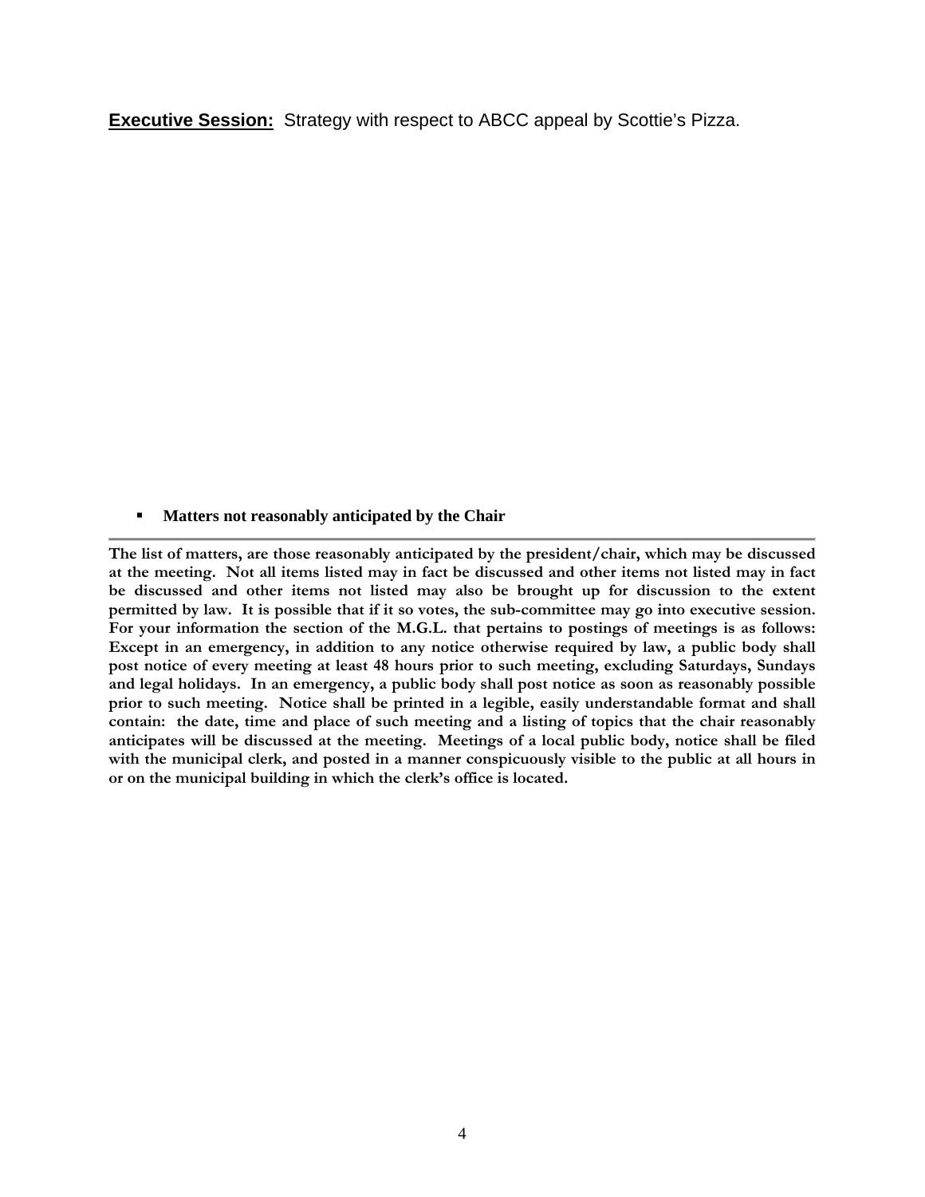**Executive Session:** Strategy with respect to ABCC appeal by Scottie's Pizza.

- **Matters not reasonably anticipated by the Chair**

---

**The list of matters, are those reasonably anticipated by the president/chair, which may be discussed at the meeting. Not all items listed may in fact be discussed and other items not listed may in fact be discussed and other items not listed may also be brought up for discussion to the extent permitted by law. It is possible that if it so votes, the sub-committee may go into executive session. For your information the section of the M.G.L. that pertains to postings of meetings is as follows: Except in an emergency, in addition to any notice otherwise required by law, a public body shall post notice of every meeting at least 48 hours prior to such meeting, excluding Saturdays, Sundays and legal holidays. In an emergency, a public body shall post notice as soon as reasonably possible prior to such meeting. Notice shall be printed in a legible, easily understandable format and shall contain: the date, time and place of such meeting and a listing of topics that the chair reasonably anticipates will be discussed at the meeting. Meetings of a local public body, notice shall be filed with the municipal clerk, and posted in a manner conspicuously visible to the public at all hours in or on the municipal building in which the clerk's office is located.**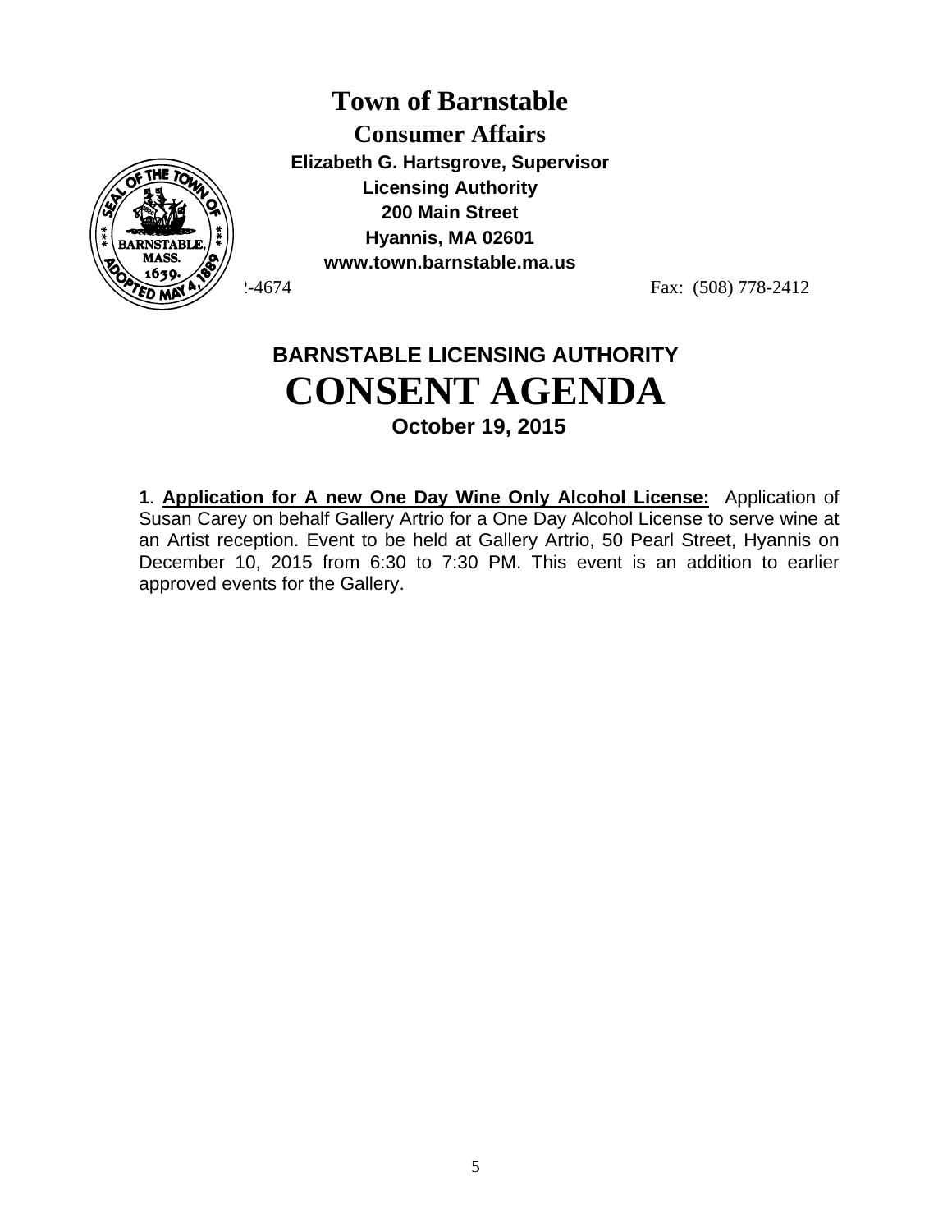# Town of Barnstable

## Consumer Affairs

**Elizabeth G. Hartsgrove, Supervisor**
**Licensing Authority**
**200 Main Street**
**Hyannis, MA 02601**
**www.town.barnstable.ma.us**

2-4674 Fax: (508) 778-2412

# BARNSTABLE LICENSING AUTHORITY

# CONSENT AGENDA

**October 19, 2015**

**1**. **Application for A new One Day Wine Only Alcohol License:** Application of Susan Carey on behalf Gallery Artrio for a One Day Alcohol License to serve wine at an Artist reception. Event to be held at Gallery Artrio, 50 Pearl Street, Hyannis on December 10, 2015 from 6:30 to 7:30 PM. This event is an addition to earlier approved events for the Gallery.